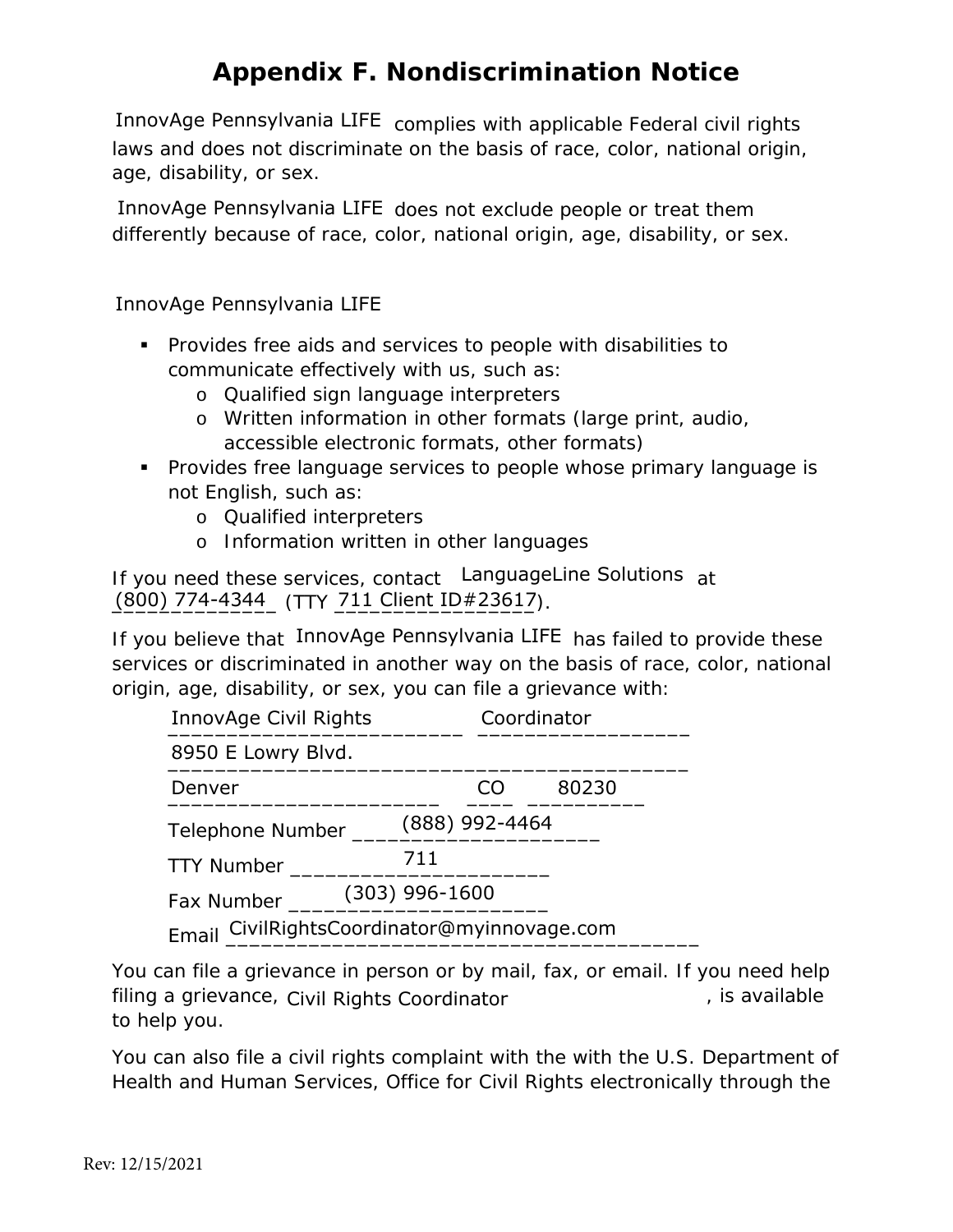# Appendix F. Nondiscrimination Notice

InnovAge Pennsylvania LIFE complies with applicable Federal civil rights laws and does not discriminate on the basis of race, color, national origin, age, disability, or sex.

InnovAge Pennsylvania LIFE does not exclude people or treat them differently because of race, color, national origin, age, disability, or sex.

InnovAge Pennsylvania LIFE

- Provides free aids and services to people with disabilities to communicate effectively with us, such as:
  - Qualified sign language interpreters
  - Written information in other formats (large print, audio, accessible electronic formats, other formats)
- Provides free language services to people whose primary language is not English, such as:
  - Qualified interpreters
  - Information written in other languages

If you need these services, contact LanguageLine Solutions at (800) 774-4344 (TTY 711 Client ID#23617).

If you believe that InnovAge Pennsylvania LIFE has failed to provide these services or discriminated in another way on the basis of race, color, national origin, age, disability, or sex, you can file a grievance with:

InnovAge Civil Rights Coordinator
8950 E Lowry Blvd.
Denver CO 80230
Telephone Number (888) 992-4464
TTY Number 711
Fax Number (303) 996-1600
Email CivilRightsCoordinator@myinnovage.com

You can file a grievance in person or by mail, fax, or email. If you need help filing a grievance, Civil Rights Coordinator, is available to help you.

You can also file a civil rights complaint with the with the U.S. Department of Health and Human Services, Office for Civil Rights electronically through the

Rev: 12/15/2021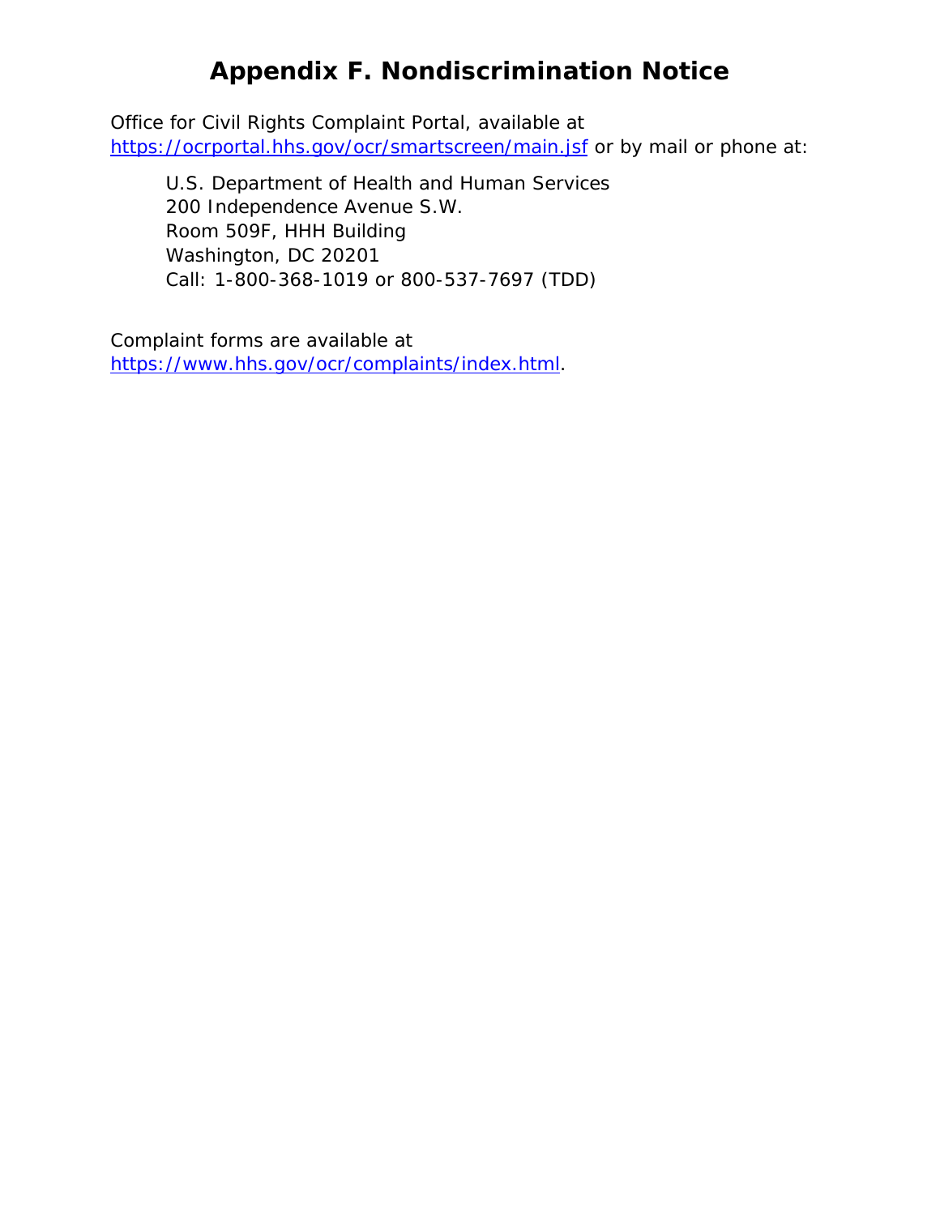# Appendix F. Nondiscrimination Notice

Office for Civil Rights Complaint Portal, available at https://ocrportal.hhs.gov/ocr/smartscreen/main.jsf or by mail or phone at:

> U.S. Department of Health and Human Services
> 200 Independence Avenue S.W.
> Room 509F, HHH Building
> Washington, DC 20201
> Call: 1-800-368-1019 or 800-537-7697 (TDD)

Complaint forms are available at https://www.hhs.gov/ocr/complaints/index.html.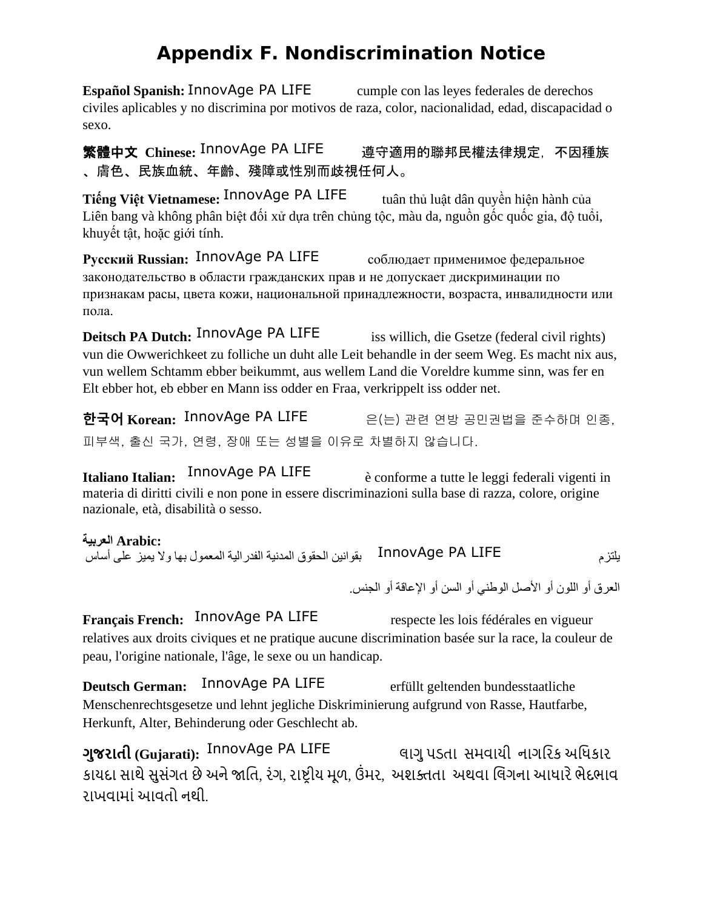# Appendix F. Nondiscrimination Notice

**Español Spanish:** InnovAge PA LIFE cumple con las leyes federales de derechos civiles aplicables y no discrimina por motivos de raza, color, nacionalidad, edad, discapacidad o sexo.

**繁體中文 Chinese:** InnovAge PA LIFE 遵守適用的聯邦民權法律規定，不因種族、膚色、民族血統、年齡、殘障或性別而歧視任何人。

**Tiếng Việt Vietnamese:** InnovAge PA LIFE tuân thủ luật dân quyền hiện hành của Liên bang và không phân biệt đối xử dựa trên chủng tộc, màu da, nguồn gốc quốc gia, độ tuổi, khuyết tật, hoặc giới tính.

**Русский Russian:** InnovAge PA LIFE соблюдает применимое федеральное законодательство в области гражданских прав и не допускает дискриминации по признакам расы, цвета кожи, национальной принадлежности, возраста, инвалидности или пола.

**Deitsch PA Dutch:** InnovAge PA LIFE iss willich, die Gsetze (federal civil rights) vun die Owwerichkeet zu folliche un duht alle Leit behandle in der seem Weg. Es macht nix aus, vun wellem Schtamm ebber beikummt, aus wellem Land die Voreldre kumme sinn, was fer en Elt ebber hot, eb ebber en Mann iss odder en Fraa, verkrippelt iss odder net.

**한국어 Korean:** InnovAge PA LIFE 은(는) 관련 연방 공민권법을 준수하며 인종, 피부색, 출신 국가, 연령, 장애 또는 성별을 이유로 차별하지 않습니다.

**Italiano Italian:** InnovAge PA LIFE è conforme a tutte le leggi federali vigenti in materia di diritti civili e non pone in essere discriminazioni sulla base di razza, colore, origine nazionale, età, disabilità o sesso.

**العربية Arabic:**
يلتزم InnovAge PA LIFE بقوانين الحقوق المدنية الفدرالية المعمول بها ولا يميز على أساس العرق أو اللون أو الأصل الوطني أو السن أو الإعاقة أو الجنس.

**Français French:** InnovAge PA LIFE respecte les lois fédérales en vigueur relatives aux droits civiques et ne pratique aucune discrimination basée sur la race, la couleur de peau, l'origine nationale, l'âge, le sexe ou un handicap.

**Deutsch German:** InnovAge PA LIFE erfüllt geltenden bundesstaatliche Menschenrechtsgesetze und lehnt jegliche Diskriminierung aufgrund von Rasse, Hautfarbe, Herkunft, Alter, Behinderung oder Geschlecht ab.

**ગુજરાતી (Gujarati):** InnovAge PA LIFE લાગુ પડતા સમવાયી નાગરિક અધિકાર કાયદા સાથે સુસંગત છે અને જાતિ, રંગ, રાષ્ટ્રીય મૂળ, ઉંમર, અશક્તતા અથવા લિંગના આધારે ભેદભાવ રાખવામાં આવતો નથી.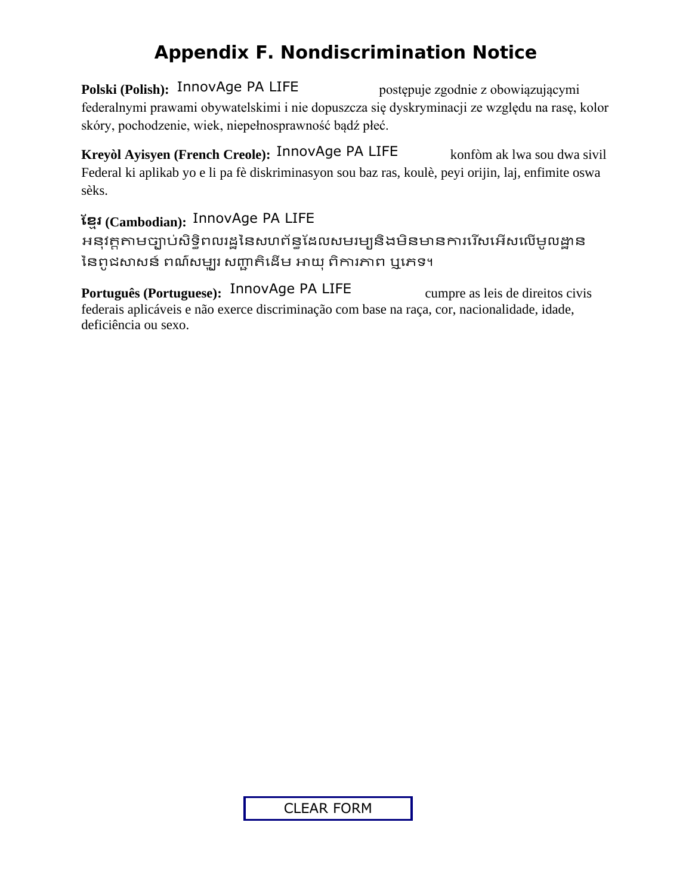# Appendix F. Nondiscrimination Notice

**Polski (Polish):** InnovAge PA LIFE postępuje zgodnie z obowiązującymi federalnymi prawami obywatelskimi i nie dopuszcza się dyskryminacji ze względu na rasę, kolor skóry, pochodzenie, wiek, niepełnosprawność bądź płeć.

**Kreyòl Ayisyen (French Creole):** InnovAge PA LIFE konfòm ak lwa sou dwa sivil Federal ki aplikab yo e li pa fè diskriminasyon sou baz ras, koulè, peyi orijin, laj, enfimite oswa sèks.

**ខ្មែរ (Cambodian):** InnovAge PA LIFE អនុវត្តតាមច្បាប់សិទ្ធិពលរដ្ឋនៃសហព័ន្ធដែលសមរម្យនិងមិនមានការរើសអើសលើមូលដ្ឋាននៃពូជសាសន៍ ពណ៌សម្បុរ សញ្ជាតិដើម អាយុ ពិការភាព ឬភេទ។

**Português (Portuguese):** InnovAge PA LIFE cumpre as leis de direitos civis federais aplicáveis e não exerce discriminação com base na raça, cor, nacionalidade, idade, deficiência ou sexo.

CLEAR FORM